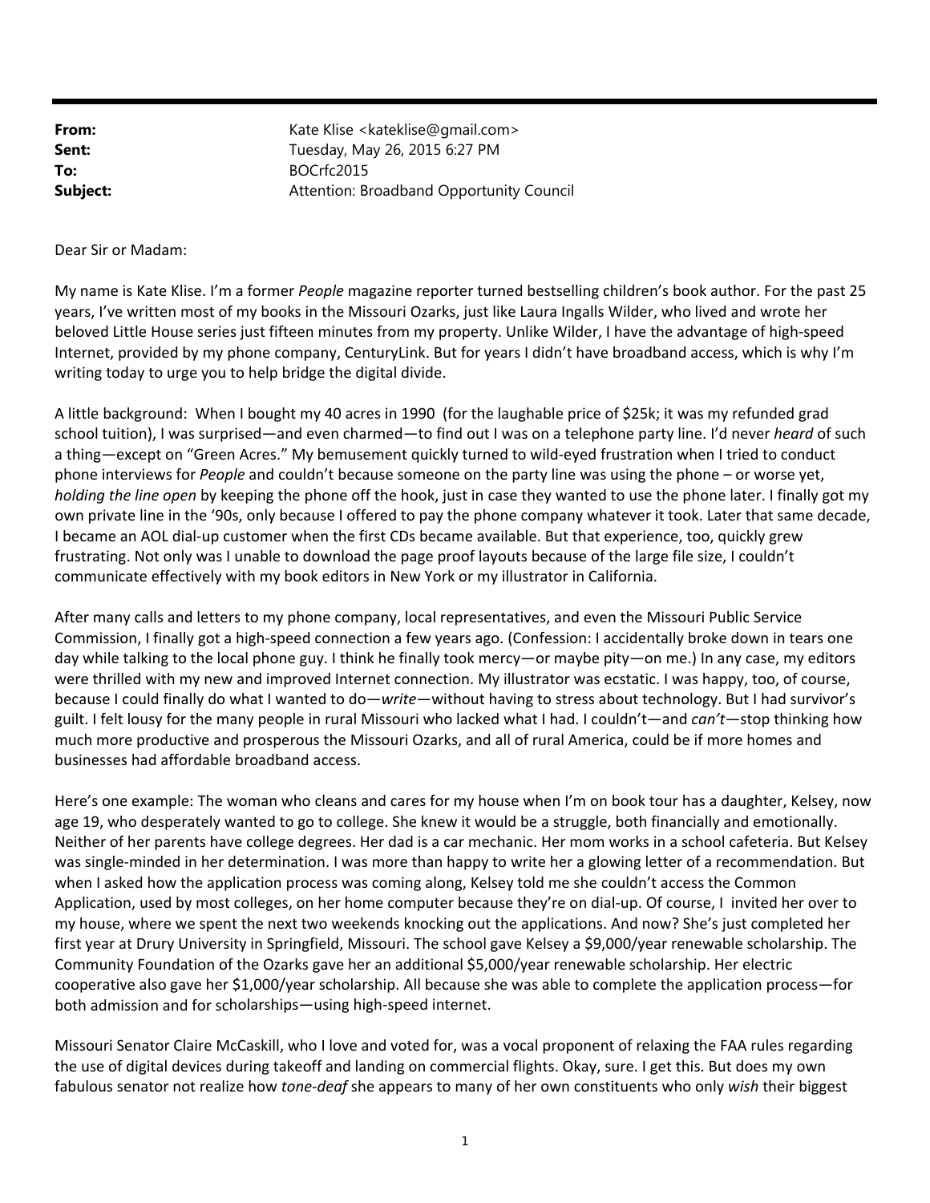**From:** Kate Klise <kateklise@gmail.com>
**Sent:** Tuesday, May 26, 2015 6:27 PM
**To:** BOCrfc2015
**Subject:** Attention: Broadband Opportunity Council

Dear Sir or Madam:

My name is Kate Klise. I'm a former *People* magazine reporter turned bestselling children's book author. For the past 25 years, I've written most of my books in the Missouri Ozarks, just like Laura Ingalls Wilder, who lived and wrote her beloved Little House series just fifteen minutes from my property. Unlike Wilder, I have the advantage of high-speed Internet, provided by my phone company, CenturyLink. But for years I didn't have broadband access, which is why I'm writing today to urge you to help bridge the digital divide.

A little background: When I bought my 40 acres in 1990 (for the laughable price of $25k; it was my refunded grad school tuition), I was surprised—and even charmed—to find out I was on a telephone party line. I'd never *heard* of such a thing—except on "Green Acres." My bemusement quickly turned to wild-eyed frustration when I tried to conduct phone interviews for *People* and couldn't because someone on the party line was using the phone – or worse yet, *holding the line open* by keeping the phone off the hook, just in case they wanted to use the phone later. I finally got my own private line in the '90s, only because I offered to pay the phone company whatever it took. Later that same decade, I became an AOL dial-up customer when the first CDs became available. But that experience, too, quickly grew frustrating. Not only was I unable to download the page proof layouts because of the large file size, I couldn't communicate effectively with my book editors in New York or my illustrator in California.

After many calls and letters to my phone company, local representatives, and even the Missouri Public Service Commission, I finally got a high-speed connection a few years ago. (Confession: I accidentally broke down in tears one day while talking to the local phone guy. I think he finally took mercy—or maybe pity—on me.) In any case, my editors were thrilled with my new and improved Internet connection. My illustrator was ecstatic. I was happy, too, of course, because I could finally do what I wanted to do—*write*—without having to stress about technology. But I had survivor's guilt. I felt lousy for the many people in rural Missouri who lacked what I had. I couldn't—and *can't*—stop thinking how much more productive and prosperous the Missouri Ozarks, and all of rural America, could be if more homes and businesses had affordable broadband access.

Here's one example: The woman who cleans and cares for my house when I'm on book tour has a daughter, Kelsey, now age 19, who desperately wanted to go to college. She knew it would be a struggle, both financially and emotionally. Neither of her parents have college degrees. Her dad is a car mechanic. Her mom works in a school cafeteria. But Kelsey was single-minded in her determination. I was more than happy to write her a glowing letter of a recommendation. But when I asked how the application process was coming along, Kelsey told me she couldn't access the Common Application, used by most colleges, on her home computer because they're on dial-up. Of course, I invited her over to my house, where we spent the next two weekends knocking out the applications. And now? She's just completed her first year at Drury University in Springfield, Missouri. The school gave Kelsey a $9,000/year renewable scholarship. The Community Foundation of the Ozarks gave her an additional $5,000/year renewable scholarship. Her electric cooperative also gave her $1,000/year scholarship. All because she was able to complete the application process—for both admission and for scholarships—using high-speed internet.

Missouri Senator Claire McCaskill, who I love and voted for, was a vocal proponent of relaxing the FAA rules regarding the use of digital devices during takeoff and landing on commercial flights. Okay, sure. I get this. But does my own fabulous senator not realize how *tone-deaf* she appears to many of her own constituents who only *wish* their biggest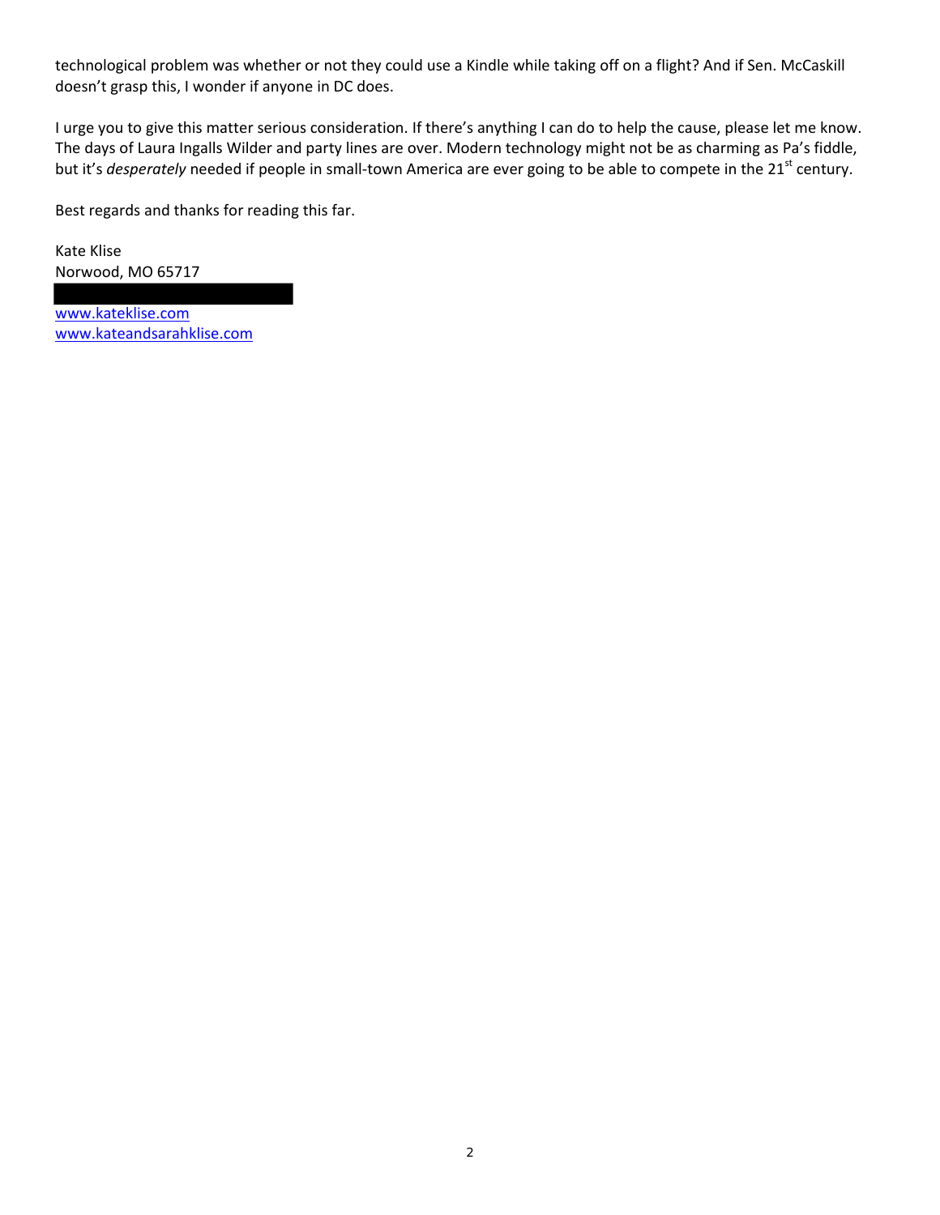technological problem was whether or not they could use a Kindle while taking off on a flight? And if Sen. McCaskill doesn't grasp this, I wonder if anyone in DC does.

I urge you to give this matter serious consideration. If there's anything I can do to help the cause, please let me know. The days of Laura Ingalls Wilder and party lines are over. Modern technology might not be as charming as Pa's fiddle, but it's *desperately* needed if people in small-town America are ever going to be able to compete in the 21st century.

Best regards and thanks for reading this far.

Kate Klise
Norwood, MO 65717

www.kateklise.com
www.kateandsarahklise.com